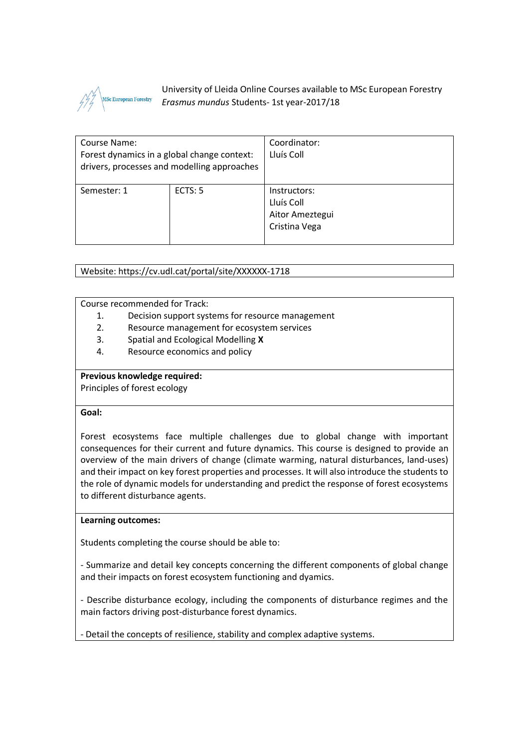University of Lleida Online Courses available to MSc European Forestry *Erasmus mundus* Students- 1st year-2017/18

| Course Name: Forest dynamics in a global change context: drivers, processes and modelling approaches | | Coordinator: Lluís Coll |
|---|---|---|
| Semester: 1 | ECTS: 5 | Instructors: Lluís Coll, Aitor Ameztegui, Cristina Vega |

Website: https://cv.udl.cat/portal/site/XXXXXX-1718

Course recommended for Track:

1. Decision support systems for resource management
2. Resource management for ecosystem services
3. Spatial and Ecological Modelling **X**
4. Resource economics and policy

**Previous knowledge required:**

Principles of forest ecology

**Goal:**

Forest ecosystems face multiple challenges due to global change with important consequences for their current and future dynamics. This course is designed to provide an overview of the main drivers of change (climate warming, natural disturbances, land-uses) and their impact on key forest properties and processes. It will also introduce the students to the role of dynamic models for understanding and predict the response of forest ecosystems to different disturbance agents.

**Learning outcomes:**

Students completing the course should be able to:

- Summarize and detail key concepts concerning the different components of global change and their impacts on forest ecosystem functioning and dyamics.

- Describe disturbance ecology, including the components of disturbance regimes and the main factors driving post-disturbance forest dynamics.

- Detail the concepts of resilience, stability and complex adaptive systems.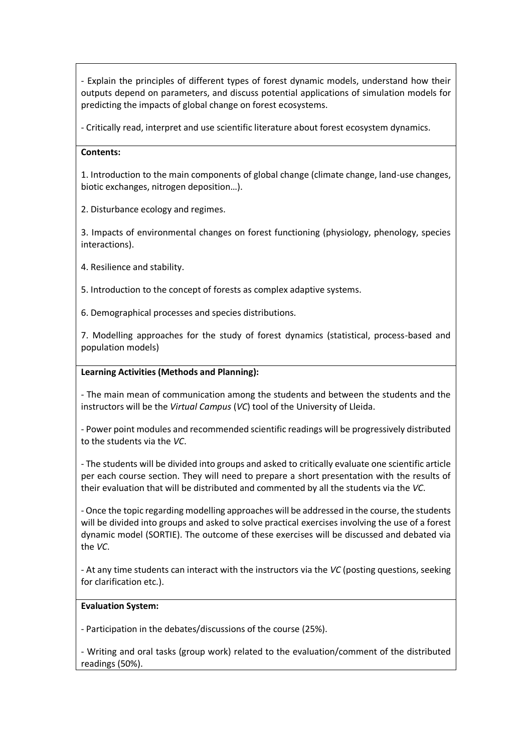- Explain the principles of different types of forest dynamic models, understand how their outputs depend on parameters, and discuss potential applications of simulation models for predicting the impacts of global change on forest ecosystems.

- Critically read, interpret and use scientific literature about forest ecosystem dynamics.

**Contents:**

1. Introduction to the main components of global change (climate change, land-use changes, biotic exchanges, nitrogen deposition…).

2. Disturbance ecology and regimes.

3. Impacts of environmental changes on forest functioning (physiology, phenology, species interactions).

4. Resilience and stability.

5. Introduction to the concept of forests as complex adaptive systems.

6. Demographical processes and species distributions.

7. Modelling approaches for the study of forest dynamics (statistical, process-based and population models)

**Learning Activities (Methods and Planning):**

- The main mean of communication among the students and between the students and the instructors will be the *Virtual Campus* (*VC*) tool of the University of Lleida.

- Power point modules and recommended scientific readings will be progressively distributed to the students via the *VC*.

- The students will be divided into groups and asked to critically evaluate one scientific article per each course section. They will need to prepare a short presentation with the results of their evaluation that will be distributed and commented by all the students via the *VC*.

- Once the topic regarding modelling approaches will be addressed in the course, the students will be divided into groups and asked to solve practical exercises involving the use of a forest dynamic model (SORTIE). The outcome of these exercises will be discussed and debated via the *VC*.

- At any time students can interact with the instructors via the *VC* (posting questions, seeking for clarification etc.).

**Evaluation System:**

- Participation in the debates/discussions of the course (25%).

- Writing and oral tasks (group work) related to the evaluation/comment of the distributed readings (50%).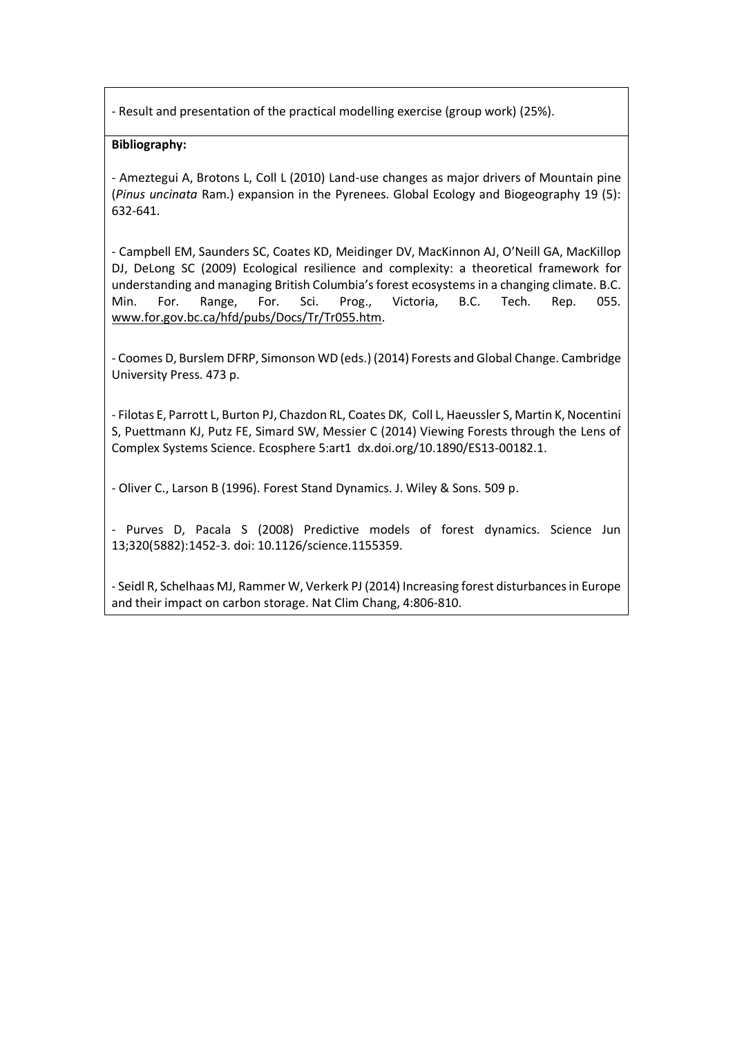- Result and presentation of the practical modelling exercise (group work) (25%).

**Bibliography:**

- Ameztegui A, Brotons L, Coll L (2010) Land-use changes as major drivers of Mountain pine (*Pinus uncinata* Ram.) expansion in the Pyrenees. Global Ecology and Biogeography 19 (5): 632-641.

- Campbell EM, Saunders SC, Coates KD, Meidinger DV, MacKinnon AJ, O'Neill GA, MacKillop DJ, DeLong SC (2009) Ecological resilience and complexity: a theoretical framework for understanding and managing British Columbia's forest ecosystems in a changing climate. B.C. Min. For. Range, For. Sci. Prog., Victoria, B.C. Tech. Rep. 055. www.for.gov.bc.ca/hfd/pubs/Docs/Tr/Tr055.htm.

- Coomes D, Burslem DFRP, Simonson WD (eds.) (2014) Forests and Global Change. Cambridge University Press. 473 p.

- Filotas E, Parrott L, Burton PJ, Chazdon RL, Coates DK, Coll L, Haeussler S, Martin K, Nocentini S, Puettmann KJ, Putz FE, Simard SW, Messier C (2014) Viewing Forests through the Lens of Complex Systems Science. Ecosphere 5:art1 dx.doi.org/10.1890/ES13-00182.1.

- Oliver C., Larson B (1996). Forest Stand Dynamics. J. Wiley & Sons. 509 p.

- Purves D, Pacala S (2008) Predictive models of forest dynamics. Science Jun 13;320(5882):1452-3. doi: 10.1126/science.1155359.

- Seidl R, Schelhaas MJ, Rammer W, Verkerk PJ (2014) Increasing forest disturbances in Europe and their impact on carbon storage. Nat Clim Chang, 4:806-810.